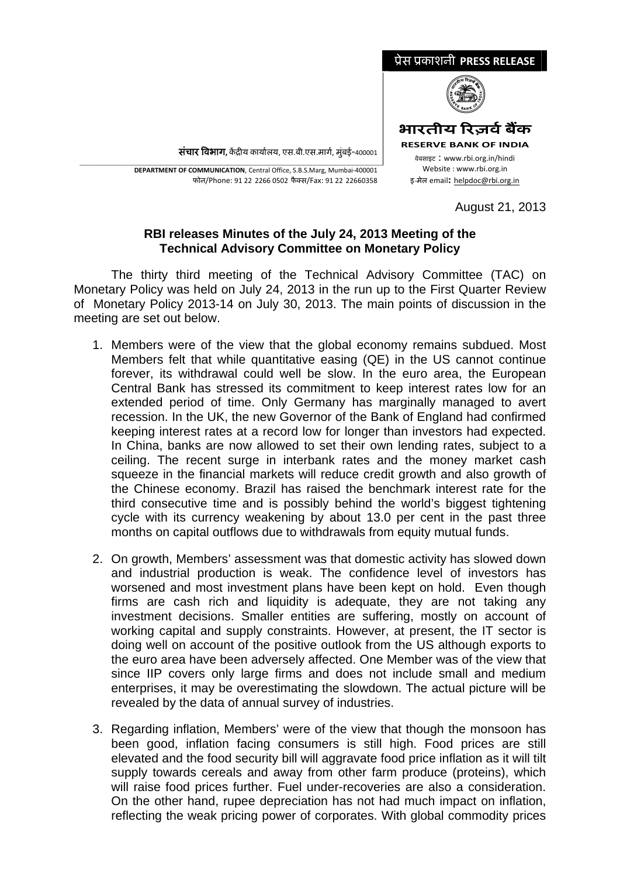प्रेस प्रकाशनी **PRESS RELEASE**

**भारतीय रिज़र्व बैंक**
**RESERVE BANK OF INDIA**

वेबसाइट : www.rbi.org.in/hindi
Website : www.rbi.org.in
इ-मेल email: helpdoc@rbi.org.in

**संचार विभाग,** केंद्रीय कार्यालय, एस.बी.एस.मार्ग, मुंबई-400001

**DEPARTMENT OF COMMUNICATION**, Central Office, S.B.S.Marg, Mumbai-400001
फोन/Phone: 91 22 2266 0502 फैक्स/Fax: 91 22 22660358

August 21, 2013

## RBI releases Minutes of the July 24, 2013 Meeting of the Technical Advisory Committee on Monetary Policy

The thirty third meeting of the Technical Advisory Committee (TAC) on Monetary Policy was held on July 24, 2013 in the run up to the First Quarter Review of Monetary Policy 2013-14 on July 30, 2013. The main points of discussion in the meeting are set out below.

1. Members were of the view that the global economy remains subdued. Most Members felt that while quantitative easing (QE) in the US cannot continue forever, its withdrawal could well be slow. In the euro area, the European Central Bank has stressed its commitment to keep interest rates low for an extended period of time. Only Germany has marginally managed to avert recession. In the UK, the new Governor of the Bank of England had confirmed keeping interest rates at a record low for longer than investors had expected. In China, banks are now allowed to set their own lending rates, subject to a ceiling. The recent surge in interbank rates and the money market cash squeeze in the financial markets will reduce credit growth and also growth of the Chinese economy. Brazil has raised the benchmark interest rate for the third consecutive time and is possibly behind the world's biggest tightening cycle with its currency weakening by about 13.0 per cent in the past three months on capital outflows due to withdrawals from equity mutual funds.

2. On growth, Members' assessment was that domestic activity has slowed down and industrial production is weak. The confidence level of investors has worsened and most investment plans have been kept on hold. Even though firms are cash rich and liquidity is adequate, they are not taking any investment decisions. Smaller entities are suffering, mostly on account of working capital and supply constraints. However, at present, the IT sector is doing well on account of the positive outlook from the US although exports to the euro area have been adversely affected. One Member was of the view that since IIP covers only large firms and does not include small and medium enterprises, it may be overestimating the slowdown. The actual picture will be revealed by the data of annual survey of industries.

3. Regarding inflation, Members' were of the view that though the monsoon has been good, inflation facing consumers is still high. Food prices are still elevated and the food security bill will aggravate food price inflation as it will tilt supply towards cereals and away from other farm produce (proteins), which will raise food prices further. Fuel under-recoveries are also a consideration. On the other hand, rupee depreciation has not had much impact on inflation, reflecting the weak pricing power of corporates. With global commodity prices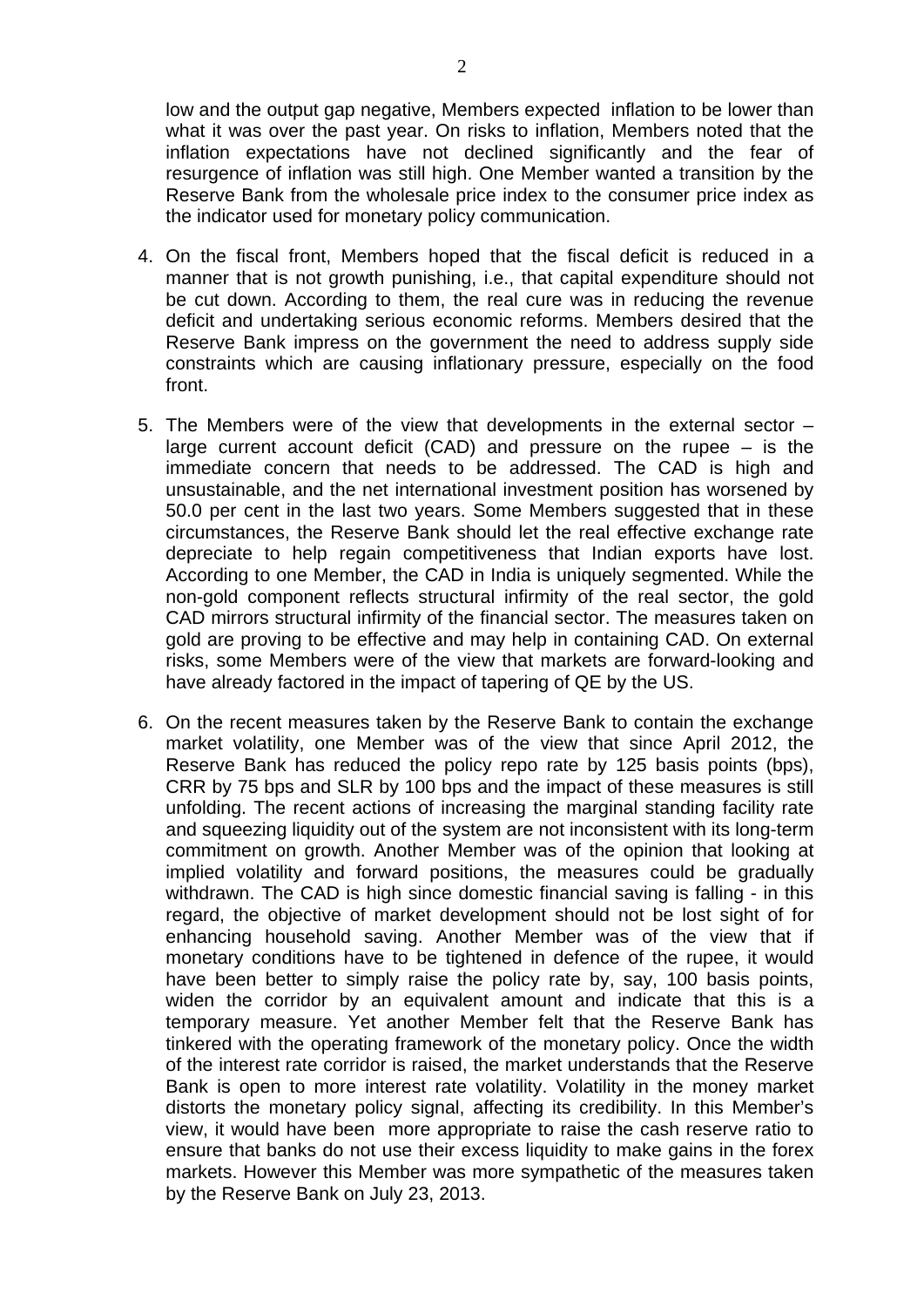low and the output gap negative, Members expected inflation to be lower than what it was over the past year. On risks to inflation, Members noted that the inflation expectations have not declined significantly and the fear of resurgence of inflation was still high. One Member wanted a transition by the Reserve Bank from the wholesale price index to the consumer price index as the indicator used for monetary policy communication.

4. On the fiscal front, Members hoped that the fiscal deficit is reduced in a manner that is not growth punishing, i.e., that capital expenditure should not be cut down. According to them, the real cure was in reducing the revenue deficit and undertaking serious economic reforms. Members desired that the Reserve Bank impress on the government the need to address supply side constraints which are causing inflationary pressure, especially on the food front.

5. The Members were of the view that developments in the external sector – large current account deficit (CAD) and pressure on the rupee – is the immediate concern that needs to be addressed. The CAD is high and unsustainable, and the net international investment position has worsened by 50.0 per cent in the last two years. Some Members suggested that in these circumstances, the Reserve Bank should let the real effective exchange rate depreciate to help regain competitiveness that Indian exports have lost. According to one Member, the CAD in India is uniquely segmented. While the non-gold component reflects structural infirmity of the real sector, the gold CAD mirrors structural infirmity of the financial sector. The measures taken on gold are proving to be effective and may help in containing CAD. On external risks, some Members were of the view that markets are forward-looking and have already factored in the impact of tapering of QE by the US.

6. On the recent measures taken by the Reserve Bank to contain the exchange market volatility, one Member was of the view that since April 2012, the Reserve Bank has reduced the policy repo rate by 125 basis points (bps), CRR by 75 bps and SLR by 100 bps and the impact of these measures is still unfolding. The recent actions of increasing the marginal standing facility rate and squeezing liquidity out of the system are not inconsistent with its long-term commitment on growth. Another Member was of the opinion that looking at implied volatility and forward positions, the measures could be gradually withdrawn. The CAD is high since domestic financial saving is falling - in this regard, the objective of market development should not be lost sight of for enhancing household saving. Another Member was of the view that if monetary conditions have to be tightened in defence of the rupee, it would have been better to simply raise the policy rate by, say, 100 basis points, widen the corridor by an equivalent amount and indicate that this is a temporary measure. Yet another Member felt that the Reserve Bank has tinkered with the operating framework of the monetary policy. Once the width of the interest rate corridor is raised, the market understands that the Reserve Bank is open to more interest rate volatility. Volatility in the money market distorts the monetary policy signal, affecting its credibility. In this Member's view, it would have been more appropriate to raise the cash reserve ratio to ensure that banks do not use their excess liquidity to make gains in the forex markets. However this Member was more sympathetic of the measures taken by the Reserve Bank on July 23, 2013.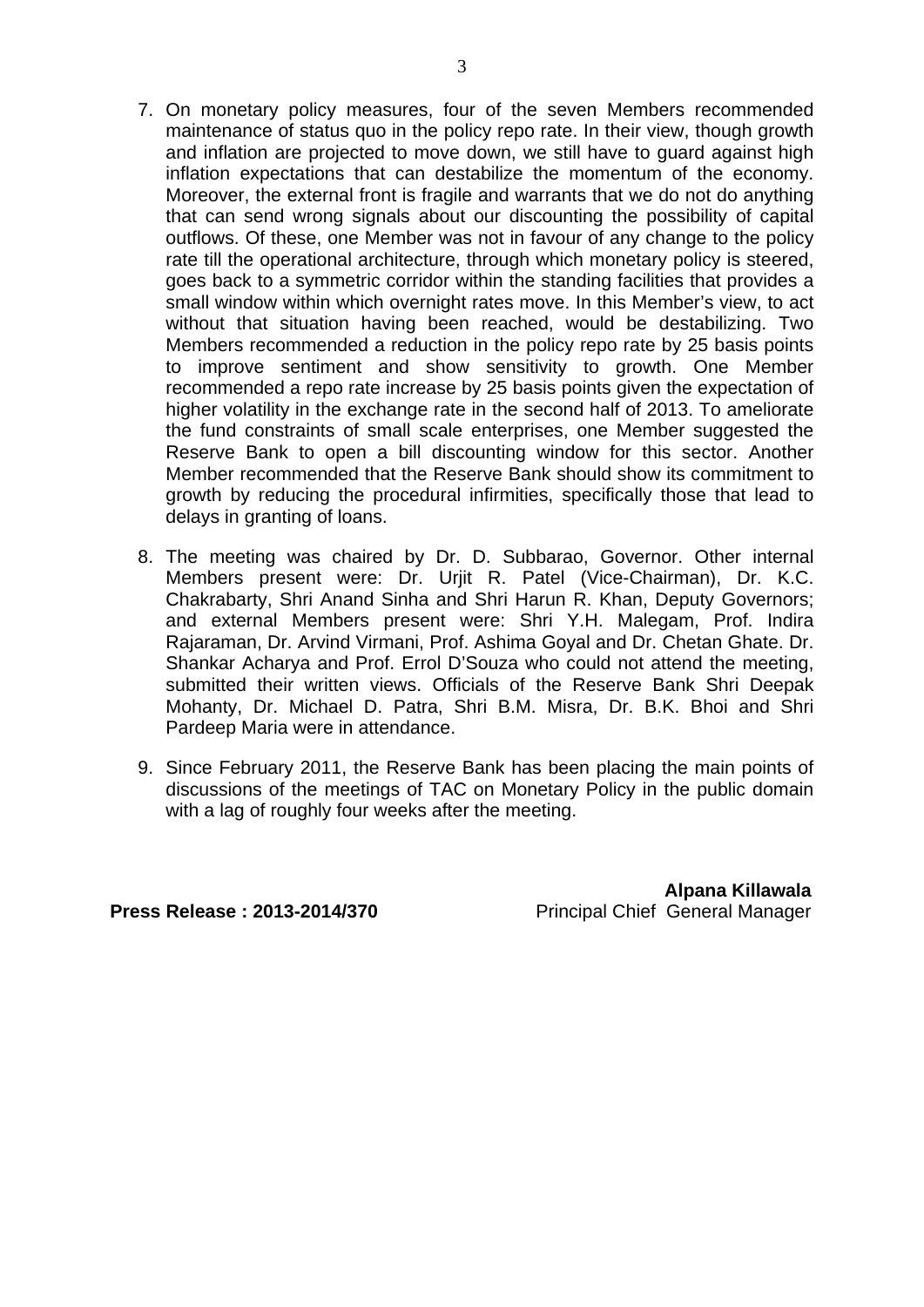7. On monetary policy measures, four of the seven Members recommended maintenance of status quo in the policy repo rate. In their view, though growth and inflation are projected to move down, we still have to guard against high inflation expectations that can destabilize the momentum of the economy. Moreover, the external front is fragile and warrants that we do not do anything that can send wrong signals about our discounting the possibility of capital outflows. Of these, one Member was not in favour of any change to the policy rate till the operational architecture, through which monetary policy is steered, goes back to a symmetric corridor within the standing facilities that provides a small window within which overnight rates move. In this Member's view, to act without that situation having been reached, would be destabilizing. Two Members recommended a reduction in the policy repo rate by 25 basis points to improve sentiment and show sensitivity to growth. One Member recommended a repo rate increase by 25 basis points given the expectation of higher volatility in the exchange rate in the second half of 2013. To ameliorate the fund constraints of small scale enterprises, one Member suggested the Reserve Bank to open a bill discounting window for this sector. Another Member recommended that the Reserve Bank should show its commitment to growth by reducing the procedural infirmities, specifically those that lead to delays in granting of loans.

8. The meeting was chaired by Dr. D. Subbarao, Governor. Other internal Members present were: Dr. Urjit R. Patel (Vice-Chairman), Dr. K.C. Chakrabarty, Shri Anand Sinha and Shri Harun R. Khan, Deputy Governors; and external Members present were: Shri Y.H. Malegam, Prof. Indira Rajaraman, Dr. Arvind Virmani, Prof. Ashima Goyal and Dr. Chetan Ghate. Dr. Shankar Acharya and Prof. Errol D'Souza who could not attend the meeting, submitted their written views. Officials of the Reserve Bank Shri Deepak Mohanty, Dr. Michael D. Patra, Shri B.M. Misra, Dr. B.K. Bhoi and Shri Pardeep Maria were in attendance.

9. Since February 2011, the Reserve Bank has been placing the main points of discussions of the meetings of TAC on Monetary Policy in the public domain with a lag of roughly four weeks after the meeting.

**Alpana Killawala**
Principal Chief General Manager

**Press Release : 2013-2014/370**